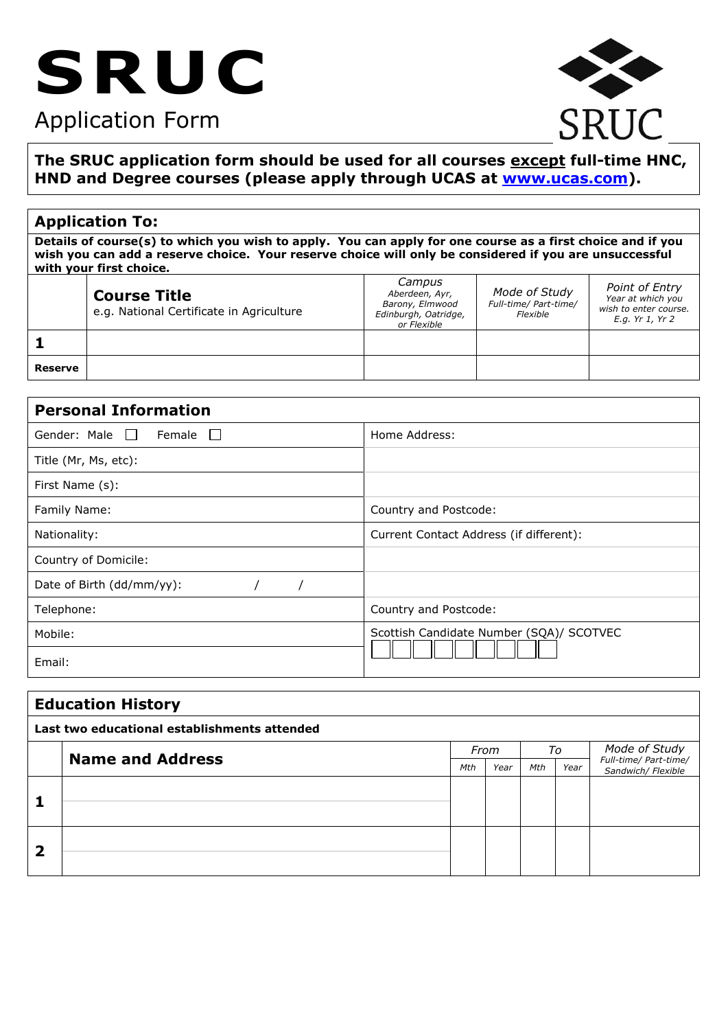# SRUC

Application Form

SRUC

**The SRUC application form should be used for all courses <u>except</u> full-time HNC, HND and Degree courses (please apply through UCAS at www.ucas.com).**

## Application To:

**Details of course(s) to which you wish to apply. You can apply for one course as a first choice and if you wish you can add a reserve choice. Your reserve choice will only be considered if you are unsuccessful with your first choice.**

| | **Course Title** e.g. National Certificate in Agriculture | *Campus* *Aberdeen, Ayr, Barony, Elmwood Edinburgh, Oatridge, or Flexible* | *Mode of Study* *Full-time/ Part-time/ Flexible* | *Point of Entry* *Year at which you wish to enter course. E.g. Yr 1, Yr 2* |
|---|---|---|---|---|
| **1** | | | | |
| **Reserve** | | | | |

## Personal Information

| | |
|---|---|
| Gender: Male ☐ Female ☐ | Home Address: |
| Title (Mr, Ms, etc): | |
| First Name (s): | |
| Family Name: | Country and Postcode: |
| Nationality: | Current Contact Address (if different): |
| Country of Domicile: | |
| Date of Birth (dd/mm/yy): / / | |
| Telephone: | Country and Postcode: |
| Mobile: | Scottish Candidate Number (SQA)/ SCOTVEC ☐☐☐☐☐☐☐☐☐ |
| Email: | |

## Education History

**Last two educational establishments attended**

| | **Name and Address** | *From* | | *To* | | *Mode of Study* *Full-time/ Part-time/ Sandwich/ Flexible* |
|---|---|---|---|---|---|---|
| | | *Mth* | *Year* | *Mth* | *Year* | |
| **1** | | | | | | |
| **2** | | | | | | |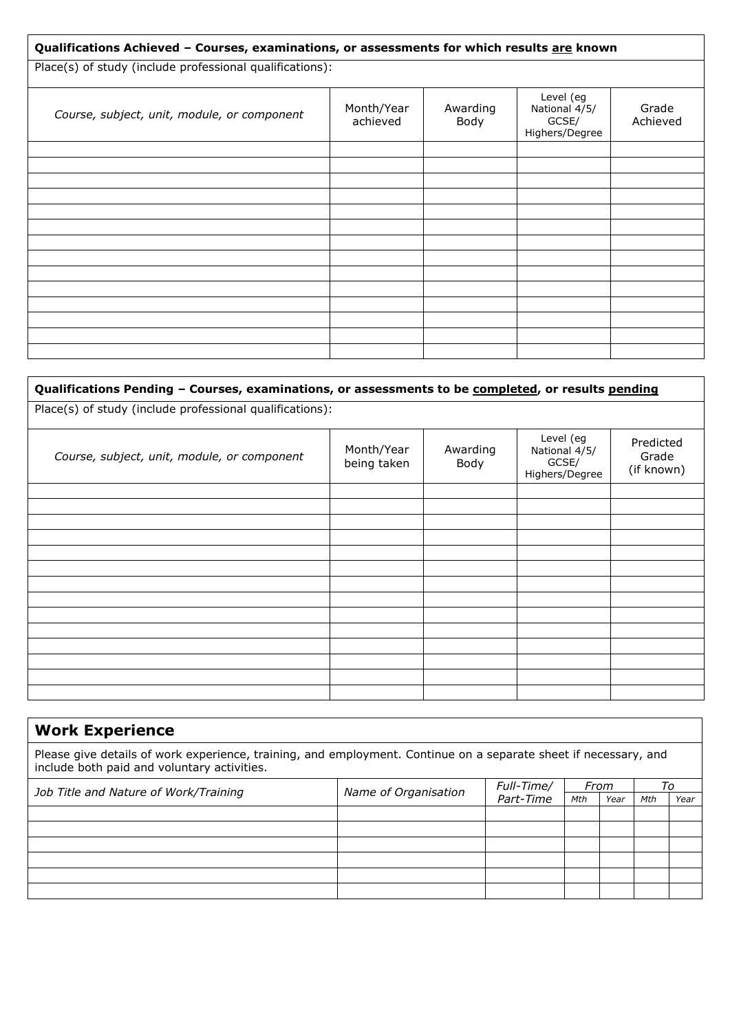**Qualifications Achieved – Courses, examinations, or assessments for which results <u>are</u> known**

Place(s) of study (include professional qualifications):

| *Course, subject, unit, module, or component* | Month/Year achieved | Awarding Body | Level (eg National 4/5/ GCSE/ Highers/Degree | Grade Achieved |
|---|---|---|---|---|
| | | | | |
| | | | | |
| | | | | |
| | | | | |
| | | | | |
| | | | | |
| | | | | |
| | | | | |
| | | | | |
| | | | | |
| | | | | |
| | | | | |
| | | | | |
| | | | | |

**Qualifications Pending – Courses, examinations, or assessments to be <u>completed</u>, or results <u>pending</u>**

Place(s) of study (include professional qualifications):

| *Course, subject, unit, module, or component* | Month/Year being taken | Awarding Body | Level (eg National 4/5/ GCSE/ Highers/Degree | Predicted Grade (if known) |
|---|---|---|---|---|
| | | | | |
| | | | | |
| | | | | |
| | | | | |
| | | | | |
| | | | | |
| | | | | |
| | | | | |
| | | | | |
| | | | | |
| | | | | |
| | | | | |
| | | | | |
| | | | | |

## Work Experience

Please give details of work experience, training, and employment. Continue on a separate sheet if necessary, and include both paid and voluntary activities.

| *Job Title and Nature of Work/Training* | *Name of Organisation* | *Full-Time/ Part-Time* | *From* | | *To* | |
|---|---|---|---|---|---|---|
| | | | *Mth* | *Year* | *Mth* | *Year* |
| | | | | | | |
| | | | | | | |
| | | | | | | |
| | | | | | | |
| | | | | | | |
| | | | | | | |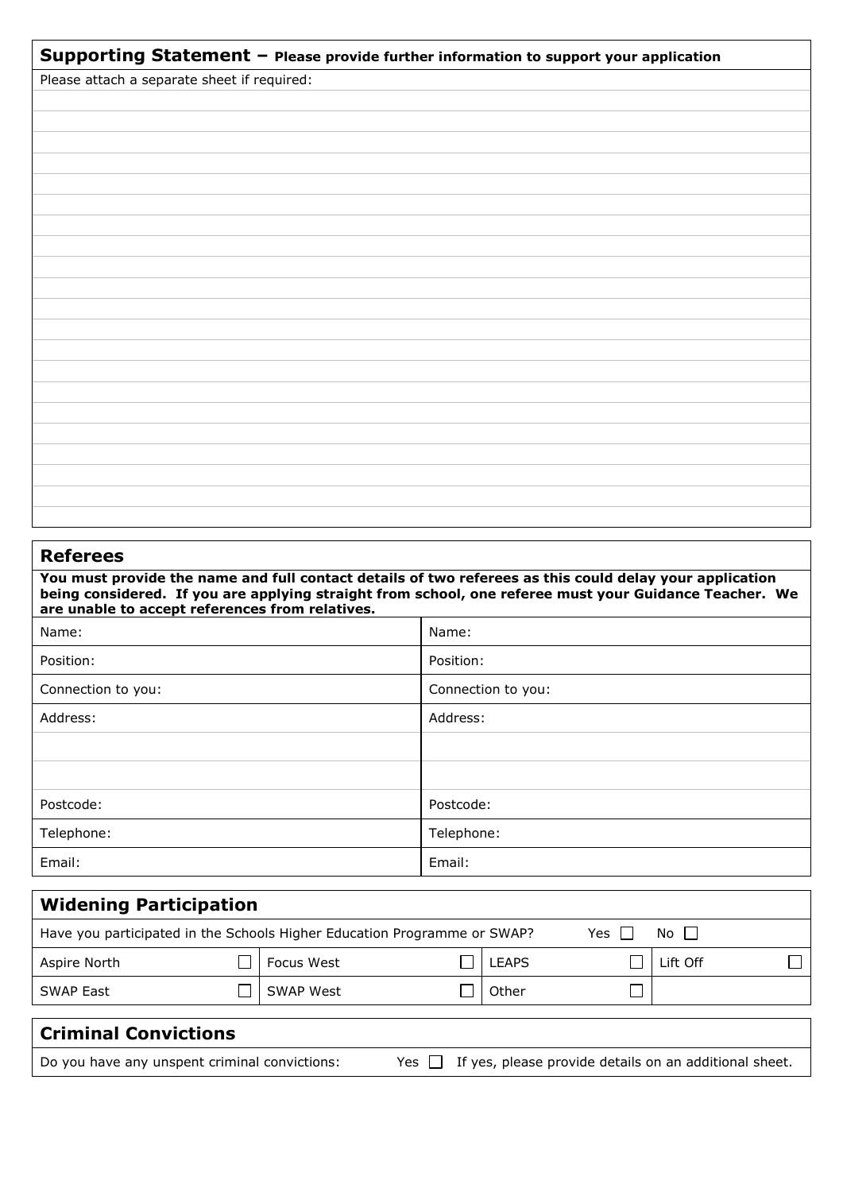## Supporting Statement – Please provide further information to support your application

Please attach a separate sheet if required:

## Referees

**You must provide the name and full contact details of two referees as this could delay your application being considered. If you are applying straight from school, one referee must your Guidance Teacher. We are unable to accept references from relatives.**

| Name: | Name: |
|---|---|
| Position: | Position: |
| Connection to you: | Connection to you: |
| Address: | Address: |
| | |
| | |
| Postcode: | Postcode: |
| Telephone: | Telephone: |
| Email: | Email: |

## Widening Participation

Have you participated in the Schools Higher Education Programme or SWAP? Yes ☐ No ☐

| Aspire North | ☐ | Focus West | ☐ | LEAPS | ☐ | Lift Off | ☐ |
|---|---|---|---|---|---|---|---|
| SWAP East | ☐ | SWAP West | ☐ | Other | ☐ | | |

## Criminal Convictions

Do you have any unspent criminal convictions: Yes ☐ If yes, please provide details on an additional sheet.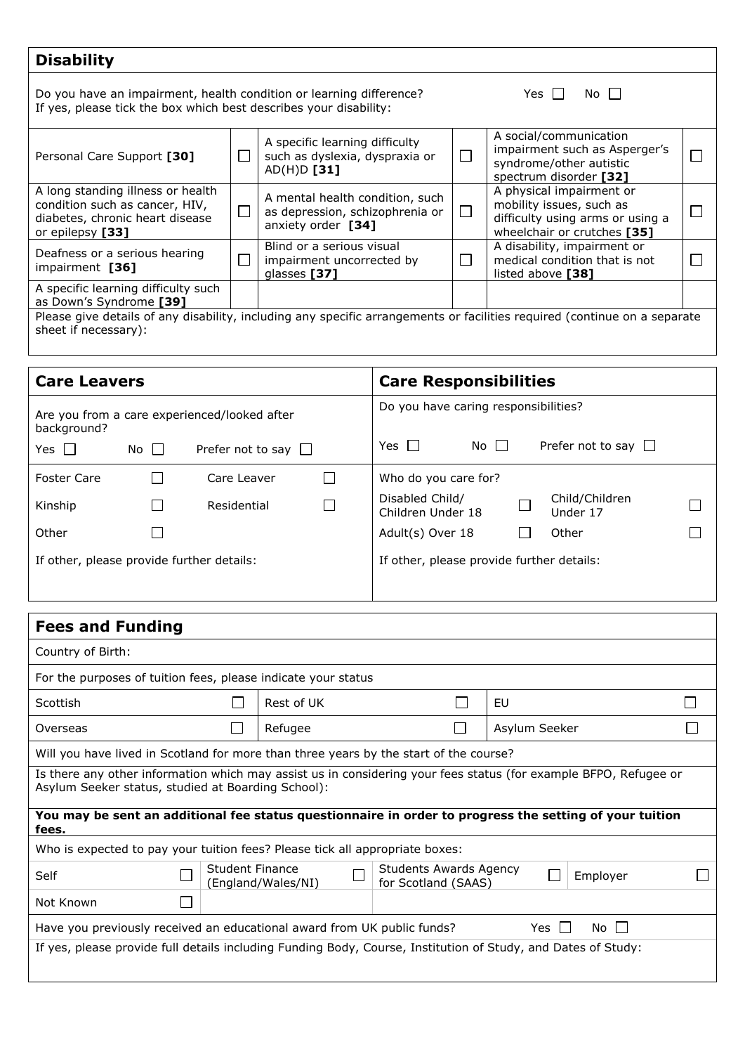## Disability

Do you have an impairment, health condition or learning difference? Yes ☐ No ☐

If yes, please tick the box which best describes your disability:

| | | | | | |
|---|---|---|---|---|---|
| Personal Care Support **[30]** | ☐ | A specific learning difficulty such as dyslexia, dyspraxia or AD(H)D **[31]** | ☐ | A social/communication impairment such as Asperger's syndrome/other autistic spectrum disorder **[32]** | ☐ |
| A long standing illness or health condition such as cancer, HIV, diabetes, chronic heart disease or epilepsy **[33]** | ☐ | A mental health condition, such as depression, schizophrenia or anxiety order **[34]** | ☐ | A physical impairment or mobility issues, such as difficulty using arms or using a wheelchair or crutches **[35]** | ☐ |
| Deafness or a serious hearing impairment **[36]** | ☐ | Blind or a serious visual impairment uncorrected by glasses **[37]** | ☐ | A disability, impairment or medical condition that is not listed above **[38]** | ☐ |
| A specific learning difficulty such as Down's Syndrome **[39]** | | | | | |

Please give details of any disability, including any specific arrangements or facilities required (continue on a separate sheet if necessary):

## Care Leavers

Are you from a care experienced/looked after background?

Yes ☐ No ☐ Prefer not to say ☐

| | | | |
|---|---|---|---|
| Foster Care | ☐ | Care Leaver | ☐ |
| Kinship | ☐ | Residential | ☐ |
| Other | ☐ | | |

If other, please provide further details:

## Care Responsibilities

Do you have caring responsibilities?

Yes ☐ No ☐ Prefer not to say ☐

Who do you care for?

| | | | |
|---|---|---|---|
| Disabled Child/ Children Under 18 | ☐ | Child/Children Under 17 | ☐ |
| Adult(s) Over 18 | ☐ | Other | ☐ |

If other, please provide further details:

## Fees and Funding

Country of Birth:

For the purposes of tuition fees, please indicate your status

| | | | | | |
|---|---|---|---|---|---|
| Scottish | ☐ | Rest of UK | ☐ | EU | ☐ |
| Overseas | ☐ | Refugee | ☐ | Asylum Seeker | ☐ |

Will you have lived in Scotland for more than three years by the start of the course?

Is there any other information which may assist us in considering your fees status (for example BFPO, Refugee or Asylum Seeker status, studied at Boarding School):

**You may be sent an additional fee status questionnaire in order to progress the setting of your tuition fees.**

Who is expected to pay your tuition fees? Please tick all appropriate boxes:

| | | | | | | | |
|---|---|---|---|---|---|---|---|
| Self | ☐ | Student Finance (England/Wales/NI) | ☐ | Students Awards Agency for Scotland (SAAS) | ☐ | Employer | ☐ |
| Not Known | ☐ | | | | | | |

Have you previously received an educational award from UK public funds? Yes ☐ No ☐

If yes, please provide full details including Funding Body, Course, Institution of Study, and Dates of Study: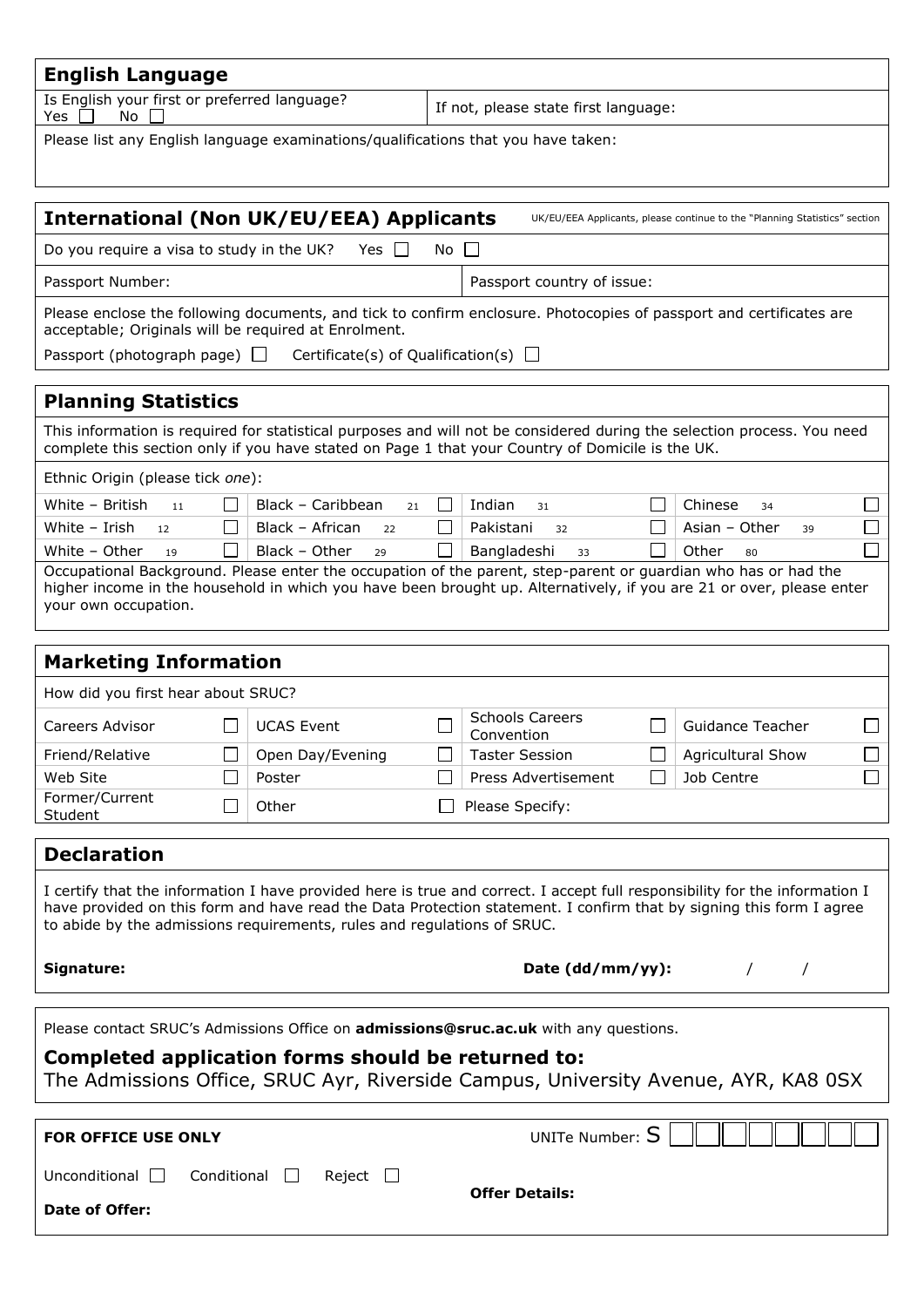## English Language

| Is English your first or preferred language? Yes ☐ No ☐ | If not, please state first language: |
|---|---|

Please list any English language examinations/qualifications that you have taken:

## International (Non UK/EU/EEA) Applicants

UK/EU/EEA Applicants, please continue to the "Planning Statistics" section

Do you require a visa to study in the UK? Yes ☐ No ☐

| Passport Number: | Passport country of issue: |
|---|---|

Please enclose the following documents, and tick to confirm enclosure. Photocopies of passport and certificates are acceptable; Originals will be required at Enrolment.

Passport (photograph page) ☐ Certificate(s) of Qualification(s) ☐

## Planning Statistics

This information is required for statistical purposes and will not be considered during the selection process. You need complete this section only if you have stated on Page 1 that your Country of Domicile is the UK.

Ethnic Origin (please tick *one*):

| | | | | | | | |
|---|---|---|---|---|---|---|---|
| White – British 11 | ☐ | Black – Caribbean 21 | ☐ | Indian 31 | ☐ | Chinese 34 | ☐ |
| White – Irish 12 | ☐ | Black – African 22 | ☐ | Pakistani 32 | ☐ | Asian – Other 39 | ☐ |
| White – Other 19 | ☐ | Black – Other 29 | ☐ | Bangladeshi 33 | ☐ | Other 80 | ☐ |

Occupational Background. Please enter the occupation of the parent, step-parent or guardian who has or had the higher income in the household in which you have been brought up. Alternatively, if you are 21 or over, please enter your own occupation.

## Marketing Information

How did you first hear about SRUC?

| | | | | | | | |
|---|---|---|---|---|---|---|---|
| Careers Advisor | ☐ | UCAS Event | ☐ | Schools Careers Convention | ☐ | Guidance Teacher | ☐ |
| Friend/Relative | ☐ | Open Day/Evening | ☐ | Taster Session | ☐ | Agricultural Show | ☐ |
| Web Site | ☐ | Poster | ☐ | Press Advertisement | ☐ | Job Centre | ☐ |
| Former/Current Student | ☐ | Other | ☐ | Please Specify: | | | |

## Declaration

I certify that the information I have provided here is true and correct. I accept full responsibility for the information I have provided on this form and have read the Data Protection statement. I confirm that by signing this form I agree to abide by the admissions requirements, rules and regulations of SRUC.

**Signature:** **Date (dd/mm/yy):** / /

Please contact SRUC's Admissions Office on **admissions@sruc.ac.uk** with any questions.

### Completed application forms should be returned to:

The Admissions Office, SRUC Ayr, Riverside Campus, University Avenue, AYR, KA8 0SX

**FOR OFFICE USE ONLY**

UNITe Number: S

Unconditional ☐ Conditional ☐ Reject ☐

**Offer Details:**

**Date of Offer:**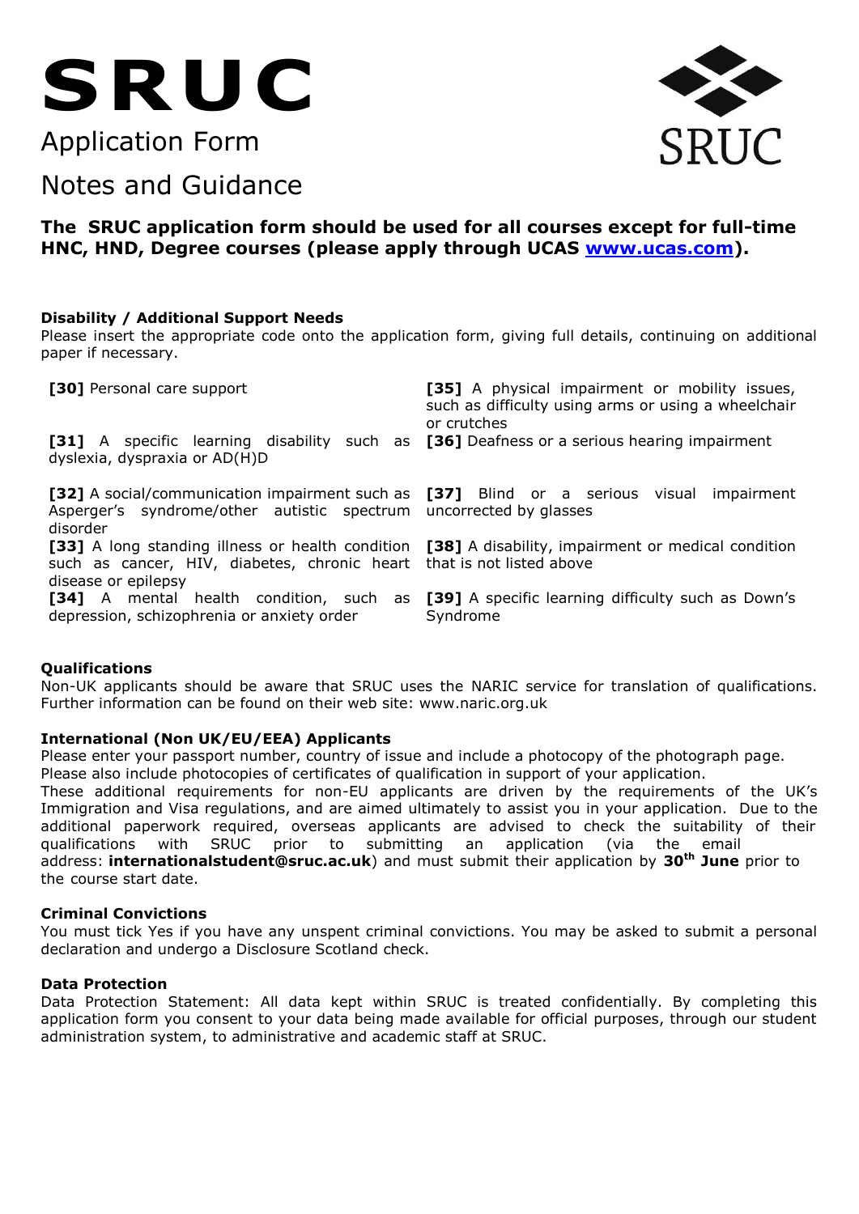// SRUC

Application Form

Notes and Guidance

**The SRUC application form should be used for all courses except for full-time HNC, HND, Degree courses (please apply through UCAS [www.ucas.com](http://www.ucas.com)).**

**Disability / Additional Support Needs**

Please insert the appropriate code onto the application form, giving full details, continuing on additional paper if necessary.

| | |
|---|---|
| **[30]** Personal care support | **[35]** A physical impairment or mobility issues, such as difficulty using arms or using a wheelchair or crutches |
| **[31]** A specific learning disability such as dyslexia, dyspraxia or AD(H)D | **[36]** Deafness or a serious hearing impairment |
| **[32]** A social/communication impairment such as Asperger's syndrome/other autistic spectrum disorder | **[37]** Blind or a serious visual impairment uncorrected by glasses |
| **[33]** A long standing illness or health condition such as cancer, HIV, diabetes, chronic heart disease or epilepsy | **[38]** A disability, impairment or medical condition that is not listed above |
| **[34]** A mental health condition, such as depression, schizophrenia or anxiety order | **[39]** A specific learning difficulty such as Down's Syndrome |

**Qualifications**

Non-UK applicants should be aware that SRUC uses the NARIC service for translation of qualifications. Further information can be found on their web site: www.naric.org.uk

**International (Non UK/EU/EEA) Applicants**

Please enter your passport number, country of issue and include a photocopy of the photograph page.
Please also include photocopies of certificates of qualification in support of your application.
These additional requirements for non-EU applicants are driven by the requirements of the UK's Immigration and Visa regulations, and are aimed ultimately to assist you in your application. Due to the additional paperwork required, overseas applicants are advised to check the suitability of their qualifications with SRUC prior to submitting an application (via the email address: **internationalstudent@sruc.ac.uk**) and must submit their application by **30th June** prior to the course start date.

**Criminal Convictions**

You must tick Yes if you have any unspent criminal convictions. You may be asked to submit a personal declaration and undergo a Disclosure Scotland check.

**Data Protection**

Data Protection Statement: All data kept within SRUC is treated confidentially. By completing this application form you consent to your data being made available for official purposes, through our student administration system, to administrative and academic staff at SRUC.